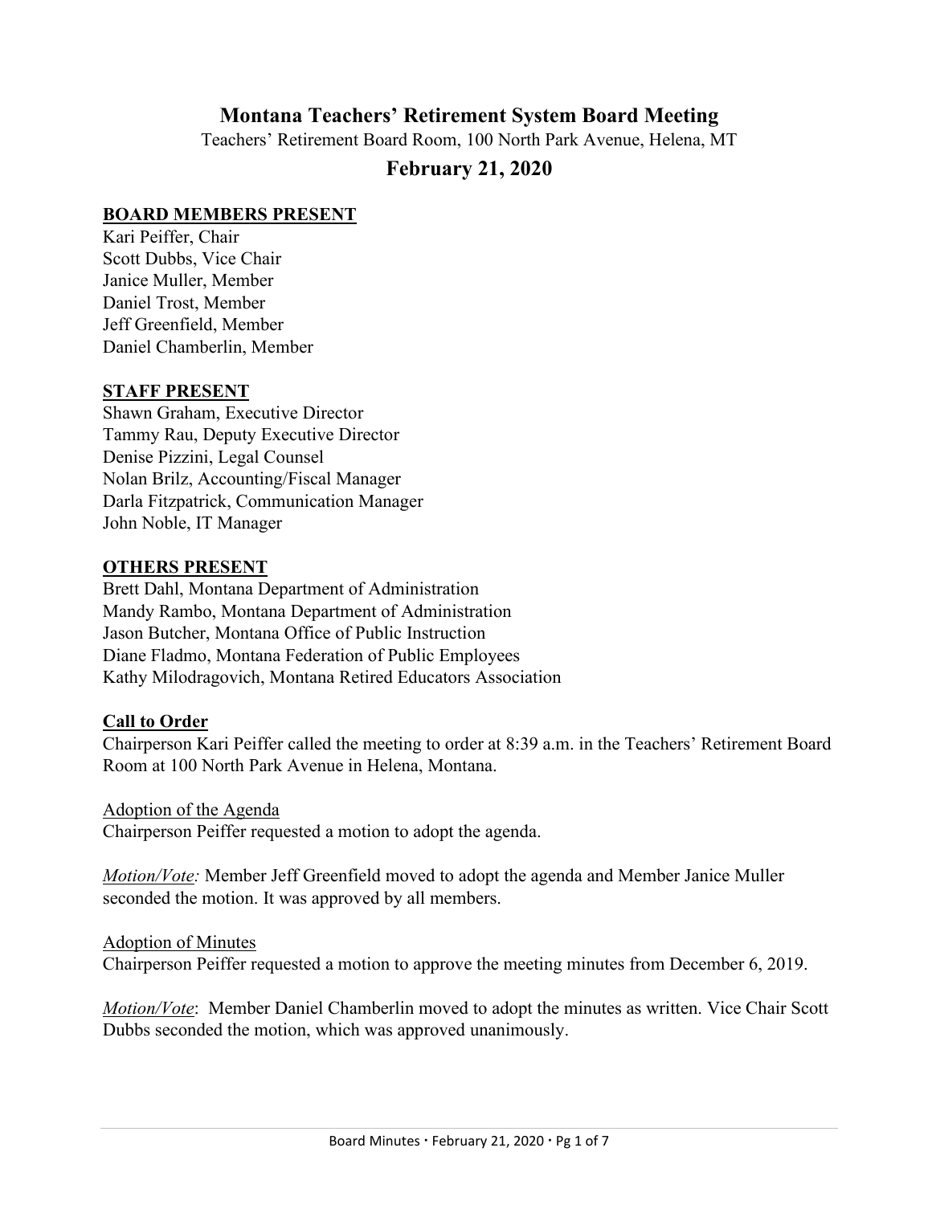# Montana Teachers' Retirement System Board Meeting

Teachers' Retirement Board Room, 100 North Park Avenue, Helena, MT

## February 21, 2020

**BOARD MEMBERS PRESENT**

Kari Peiffer, Chair
Scott Dubbs, Vice Chair
Janice Muller, Member
Daniel Trost, Member
Jeff Greenfield, Member
Daniel Chamberlin, Member

**STAFF PRESENT**

Shawn Graham, Executive Director
Tammy Rau, Deputy Executive Director
Denise Pizzini, Legal Counsel
Nolan Brilz, Accounting/Fiscal Manager
Darla Fitzpatrick, Communication Manager
John Noble, IT Manager

**OTHERS PRESENT**

Brett Dahl, Montana Department of Administration
Mandy Rambo, Montana Department of Administration
Jason Butcher, Montana Office of Public Instruction
Diane Fladmo, Montana Federation of Public Employees
Kathy Milodragovich, Montana Retired Educators Association

**Call to Order**

Chairperson Kari Peiffer called the meeting to order at 8:39 a.m. in the Teachers' Retirement Board Room at 100 North Park Avenue in Helena, Montana.

Adoption of the Agenda

Chairperson Peiffer requested a motion to adopt the agenda.

*Motion/Vote:* Member Jeff Greenfield moved to adopt the agenda and Member Janice Muller seconded the motion. It was approved by all members.

Adoption of Minutes

Chairperson Peiffer requested a motion to approve the meeting minutes from December 6, 2019.

*Motion/Vote*: Member Daniel Chamberlin moved to adopt the minutes as written. Vice Chair Scott Dubbs seconded the motion, which was approved unanimously.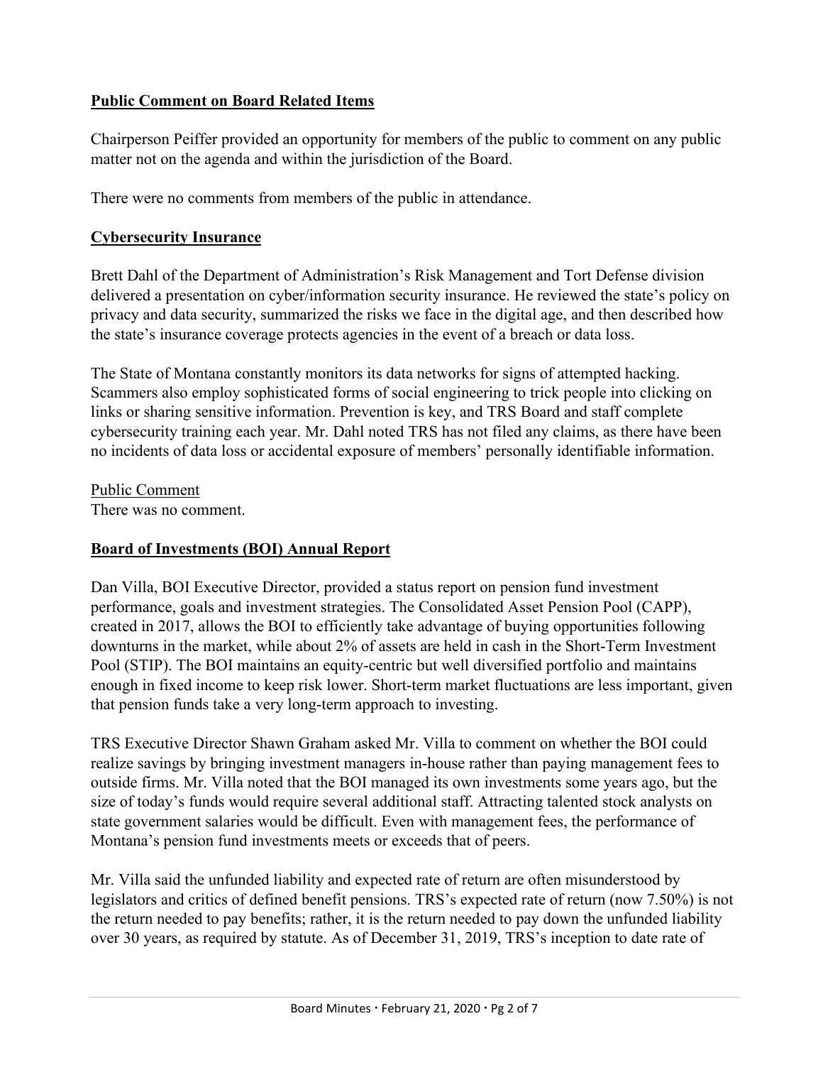## **Public Comment on Board Related Items**

Chairperson Peiffer provided an opportunity for members of the public to comment on any public matter not on the agenda and within the jurisdiction of the Board.

There were no comments from members of the public in attendance.

## **Cybersecurity Insurance**

Brett Dahl of the Department of Administration's Risk Management and Tort Defense division delivered a presentation on cyber/information security insurance. He reviewed the state's policy on privacy and data security, summarized the risks we face in the digital age, and then described how the state's insurance coverage protects agencies in the event of a breach or data loss.

The State of Montana constantly monitors its data networks for signs of attempted hacking. Scammers also employ sophisticated forms of social engineering to trick people into clicking on links or sharing sensitive information. Prevention is key, and TRS Board and staff complete cybersecurity training each year. Mr. Dahl noted TRS has not filed any claims, as there have been no incidents of data loss or accidental exposure of members' personally identifiable information.

Public Comment
There was no comment.

## **Board of Investments (BOI) Annual Report**

Dan Villa, BOI Executive Director, provided a status report on pension fund investment performance, goals and investment strategies. The Consolidated Asset Pension Pool (CAPP), created in 2017, allows the BOI to efficiently take advantage of buying opportunities following downturns in the market, while about 2% of assets are held in cash in the Short-Term Investment Pool (STIP). The BOI maintains an equity-centric but well diversified portfolio and maintains enough in fixed income to keep risk lower. Short-term market fluctuations are less important, given that pension funds take a very long-term approach to investing.

TRS Executive Director Shawn Graham asked Mr. Villa to comment on whether the BOI could realize savings by bringing investment managers in-house rather than paying management fees to outside firms. Mr. Villa noted that the BOI managed its own investments some years ago, but the size of today's funds would require several additional staff. Attracting talented stock analysts on state government salaries would be difficult. Even with management fees, the performance of Montana's pension fund investments meets or exceeds that of peers.

Mr. Villa said the unfunded liability and expected rate of return are often misunderstood by legislators and critics of defined benefit pensions. TRS's expected rate of return (now 7.50%) is not the return needed to pay benefits; rather, it is the return needed to pay down the unfunded liability over 30 years, as required by statute. As of December 31, 2019, TRS's inception to date rate of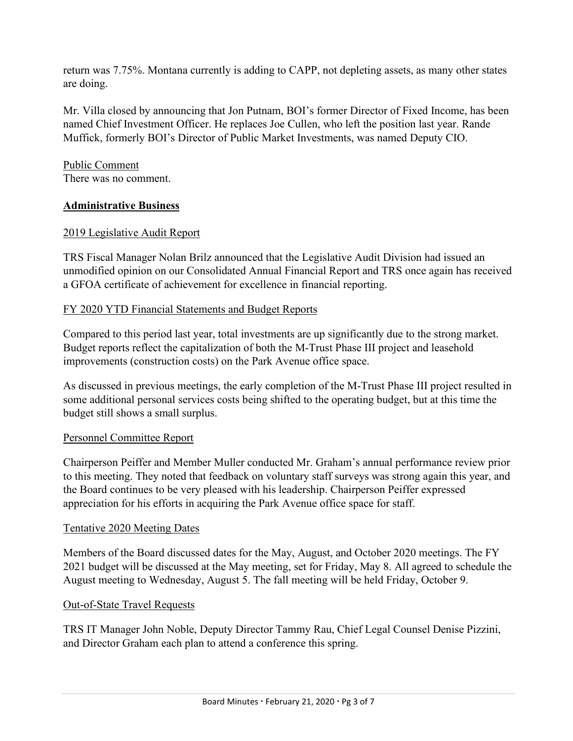return was 7.75%. Montana currently is adding to CAPP, not depleting assets, as many other states are doing.

Mr. Villa closed by announcing that Jon Putnam, BOI's former Director of Fixed Income, has been named Chief Investment Officer. He replaces Joe Cullen, who left the position last year. Rande Muffick, formerly BOI's Director of Public Market Investments, was named Deputy CIO.

Public Comment

There was no comment.

## **Administrative Business**

### 2019 Legislative Audit Report

TRS Fiscal Manager Nolan Brilz announced that the Legislative Audit Division had issued an unmodified opinion on our Consolidated Annual Financial Report and TRS once again has received a GFOA certificate of achievement for excellence in financial reporting.

### FY 2020 YTD Financial Statements and Budget Reports

Compared to this period last year, total investments are up significantly due to the strong market. Budget reports reflect the capitalization of both the M-Trust Phase III project and leasehold improvements (construction costs) on the Park Avenue office space.

As discussed in previous meetings, the early completion of the M-Trust Phase III project resulted in some additional personal services costs being shifted to the operating budget, but at this time the budget still shows a small surplus.

### Personnel Committee Report

Chairperson Peiffer and Member Muller conducted Mr. Graham's annual performance review prior to this meeting. They noted that feedback on voluntary staff surveys was strong again this year, and the Board continues to be very pleased with his leadership. Chairperson Peiffer expressed appreciation for his efforts in acquiring the Park Avenue office space for staff.

### Tentative 2020 Meeting Dates

Members of the Board discussed dates for the May, August, and October 2020 meetings. The FY 2021 budget will be discussed at the May meeting, set for Friday, May 8. All agreed to schedule the August meeting to Wednesday, August 5. The fall meeting will be held Friday, October 9.

### Out-of-State Travel Requests

TRS IT Manager John Noble, Deputy Director Tammy Rau, Chief Legal Counsel Denise Pizzini, and Director Graham each plan to attend a conference this spring.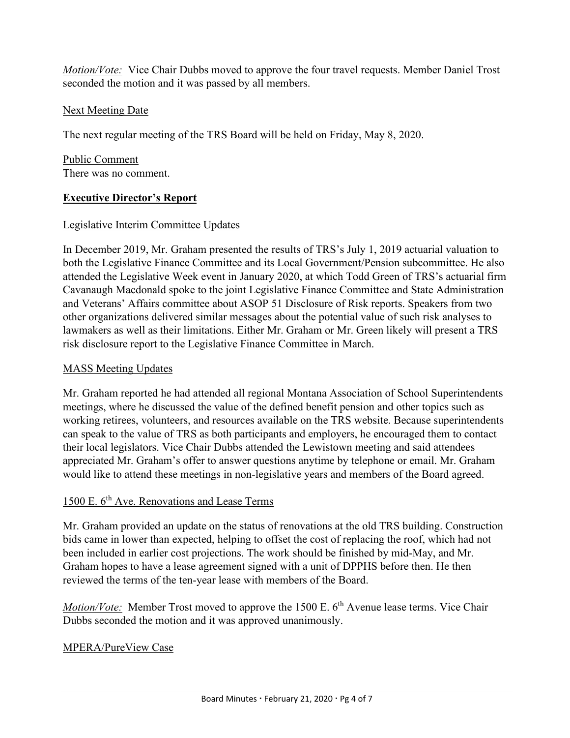*Motion/Vote:* Vice Chair Dubbs moved to approve the four travel requests. Member Daniel Trost seconded the motion and it was passed by all members.

Next Meeting Date

The next regular meeting of the TRS Board will be held on Friday, May 8, 2020.

Public Comment

There was no comment.

## **Executive Director's Report**

Legislative Interim Committee Updates

In December 2019, Mr. Graham presented the results of TRS's July 1, 2019 actuarial valuation to both the Legislative Finance Committee and its Local Government/Pension subcommittee. He also attended the Legislative Week event in January 2020, at which Todd Green of TRS's actuarial firm Cavanaugh Macdonald spoke to the joint Legislative Finance Committee and State Administration and Veterans' Affairs committee about ASOP 51 Disclosure of Risk reports. Speakers from two other organizations delivered similar messages about the potential value of such risk analyses to lawmakers as well as their limitations. Either Mr. Graham or Mr. Green likely will present a TRS risk disclosure report to the Legislative Finance Committee in March.

MASS Meeting Updates

Mr. Graham reported he had attended all regional Montana Association of School Superintendents meetings, where he discussed the value of the defined benefit pension and other topics such as working retirees, volunteers, and resources available on the TRS website. Because superintendents can speak to the value of TRS as both participants and employers, he encouraged them to contact their local legislators. Vice Chair Dubbs attended the Lewistown meeting and said attendees appreciated Mr. Graham's offer to answer questions anytime by telephone or email. Mr. Graham would like to attend these meetings in non-legislative years and members of the Board agreed.

1500 E. 6th Ave. Renovations and Lease Terms

Mr. Graham provided an update on the status of renovations at the old TRS building. Construction bids came in lower than expected, helping to offset the cost of replacing the roof, which had not been included in earlier cost projections. The work should be finished by mid-May, and Mr. Graham hopes to have a lease agreement signed with a unit of DPPHS before then. He then reviewed the terms of the ten-year lease with members of the Board.

*Motion/Vote:* Member Trost moved to approve the 1500 E. 6th Avenue lease terms. Vice Chair Dubbs seconded the motion and it was approved unanimously.

MPERA/PureView Case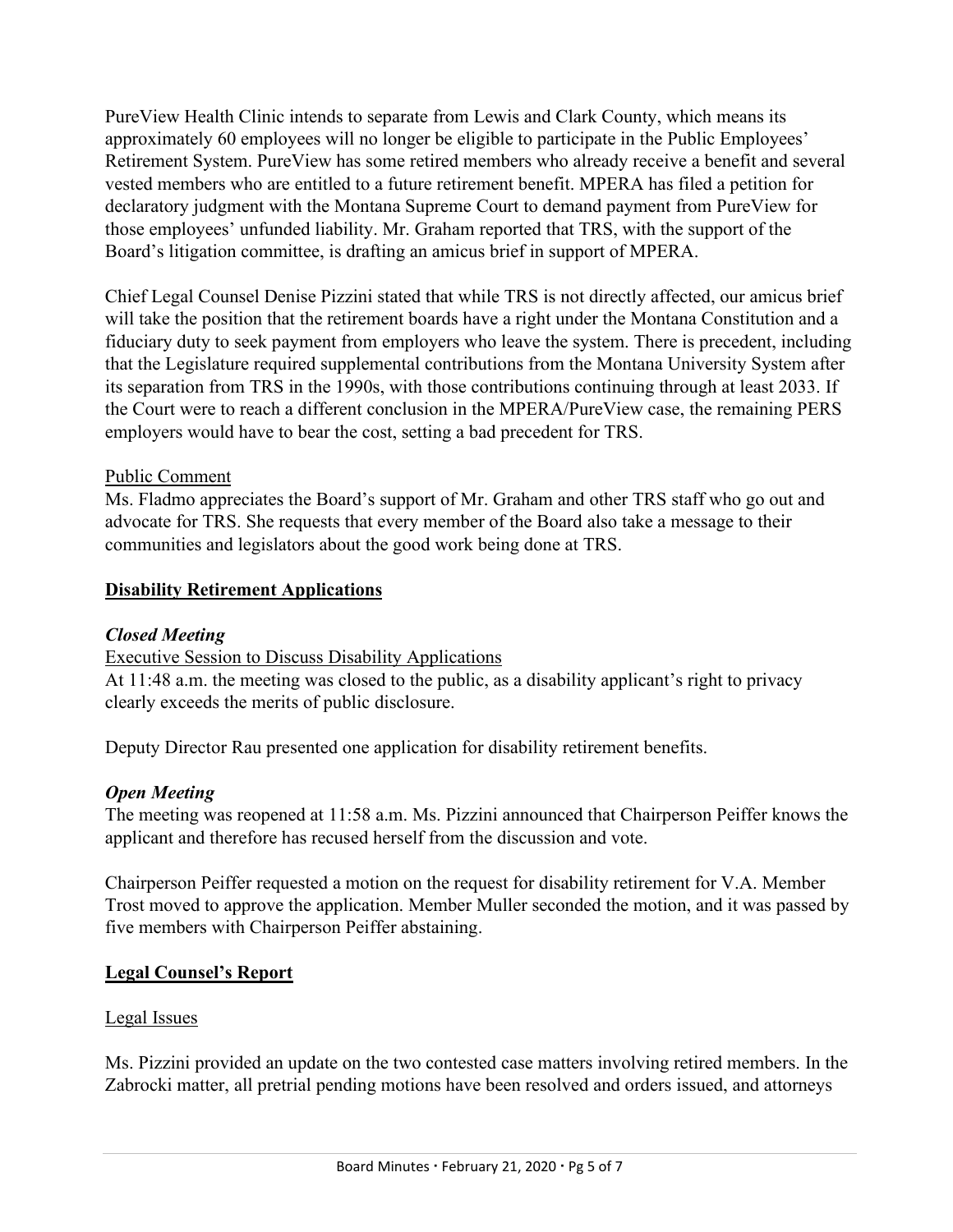PureView Health Clinic intends to separate from Lewis and Clark County, which means its approximately 60 employees will no longer be eligible to participate in the Public Employees' Retirement System. PureView has some retired members who already receive a benefit and several vested members who are entitled to a future retirement benefit. MPERA has filed a petition for declaratory judgment with the Montana Supreme Court to demand payment from PureView for those employees' unfunded liability. Mr. Graham reported that TRS, with the support of the Board's litigation committee, is drafting an amicus brief in support of MPERA.

Chief Legal Counsel Denise Pizzini stated that while TRS is not directly affected, our amicus brief will take the position that the retirement boards have a right under the Montana Constitution and a fiduciary duty to seek payment from employers who leave the system. There is precedent, including that the Legislature required supplemental contributions from the Montana University System after its separation from TRS in the 1990s, with those contributions continuing through at least 2033. If the Court were to reach a different conclusion in the MPERA/PureView case, the remaining PERS employers would have to bear the cost, setting a bad precedent for TRS.

<u>Public Comment</u>

Ms. Fladmo appreciates the Board's support of Mr. Graham and other TRS staff who go out and advocate for TRS. She requests that every member of the Board also take a message to their communities and legislators about the good work being done at TRS.

## **Disability Retirement Applications**

### ***Closed Meeting***

<u>Executive Session to Discuss Disability Applications</u>

At 11:48 a.m. the meeting was closed to the public, as a disability applicant's right to privacy clearly exceeds the merits of public disclosure.

Deputy Director Rau presented one application for disability retirement benefits.

### ***Open Meeting***

The meeting was reopened at 11:58 a.m. Ms. Pizzini announced that Chairperson Peiffer knows the applicant and therefore has recused herself from the discussion and vote.

Chairperson Peiffer requested a motion on the request for disability retirement for V.A. Member Trost moved to approve the application. Member Muller seconded the motion, and it was passed by five members with Chairperson Peiffer abstaining.

## **Legal Counsel's Report**

<u>Legal Issues</u>

Ms. Pizzini provided an update on the two contested case matters involving retired members. In the Zabrocki matter, all pretrial pending motions have been resolved and orders issued, and attorneys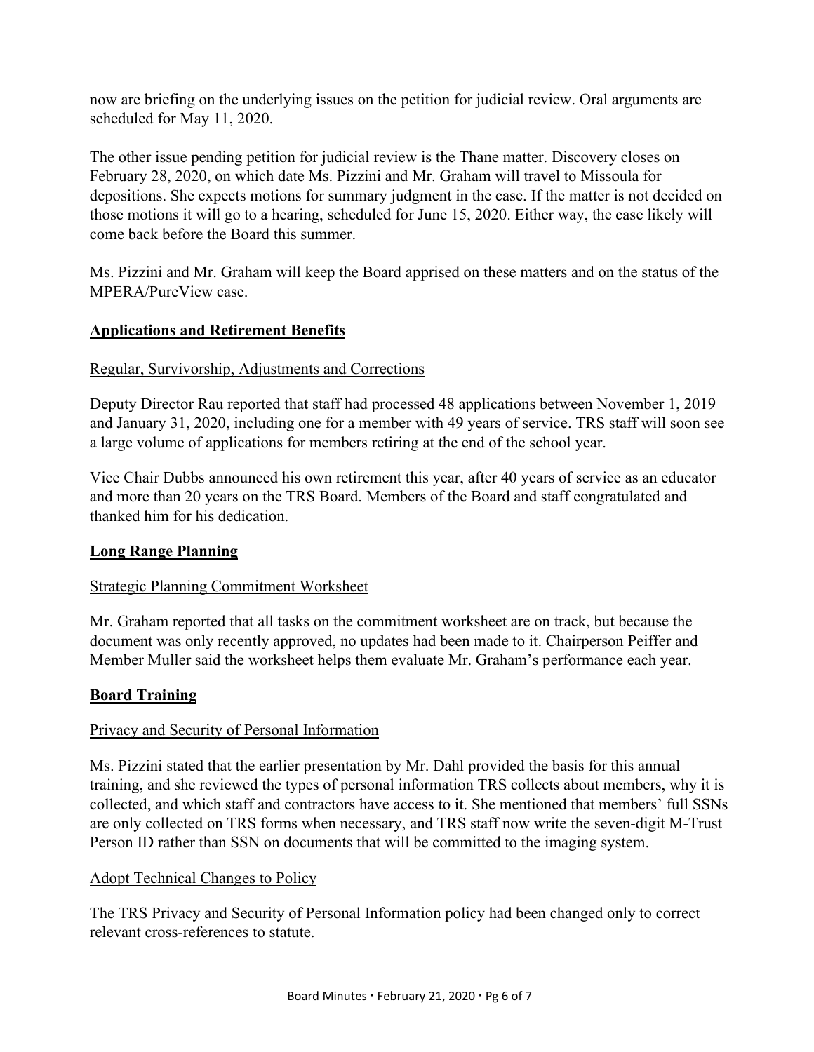now are briefing on the underlying issues on the petition for judicial review. Oral arguments are scheduled for May 11, 2020.

The other issue pending petition for judicial review is the Thane matter. Discovery closes on February 28, 2020, on which date Ms. Pizzini and Mr. Graham will travel to Missoula for depositions. She expects motions for summary judgment in the case. If the matter is not decided on those motions it will go to a hearing, scheduled for June 15, 2020. Either way, the case likely will come back before the Board this summer.

Ms. Pizzini and Mr. Graham will keep the Board apprised on these matters and on the status of the MPERA/PureView case.

## Applications and Retirement Benefits

### Regular, Survivorship, Adjustments and Corrections

Deputy Director Rau reported that staff had processed 48 applications between November 1, 2019 and January 31, 2020, including one for a member with 49 years of service. TRS staff will soon see a large volume of applications for members retiring at the end of the school year.

Vice Chair Dubbs announced his own retirement this year, after 40 years of service as an educator and more than 20 years on the TRS Board. Members of the Board and staff congratulated and thanked him for his dedication.

## Long Range Planning

### Strategic Planning Commitment Worksheet

Mr. Graham reported that all tasks on the commitment worksheet are on track, but because the document was only recently approved, no updates had been made to it. Chairperson Peiffer and Member Muller said the worksheet helps them evaluate Mr. Graham's performance each year.

## Board Training

### Privacy and Security of Personal Information

Ms. Pizzini stated that the earlier presentation by Mr. Dahl provided the basis for this annual training, and she reviewed the types of personal information TRS collects about members, why it is collected, and which staff and contractors have access to it. She mentioned that members' full SSNs are only collected on TRS forms when necessary, and TRS staff now write the seven-digit M-Trust Person ID rather than SSN on documents that will be committed to the imaging system.

### Adopt Technical Changes to Policy

The TRS Privacy and Security of Personal Information policy had been changed only to correct relevant cross-references to statute.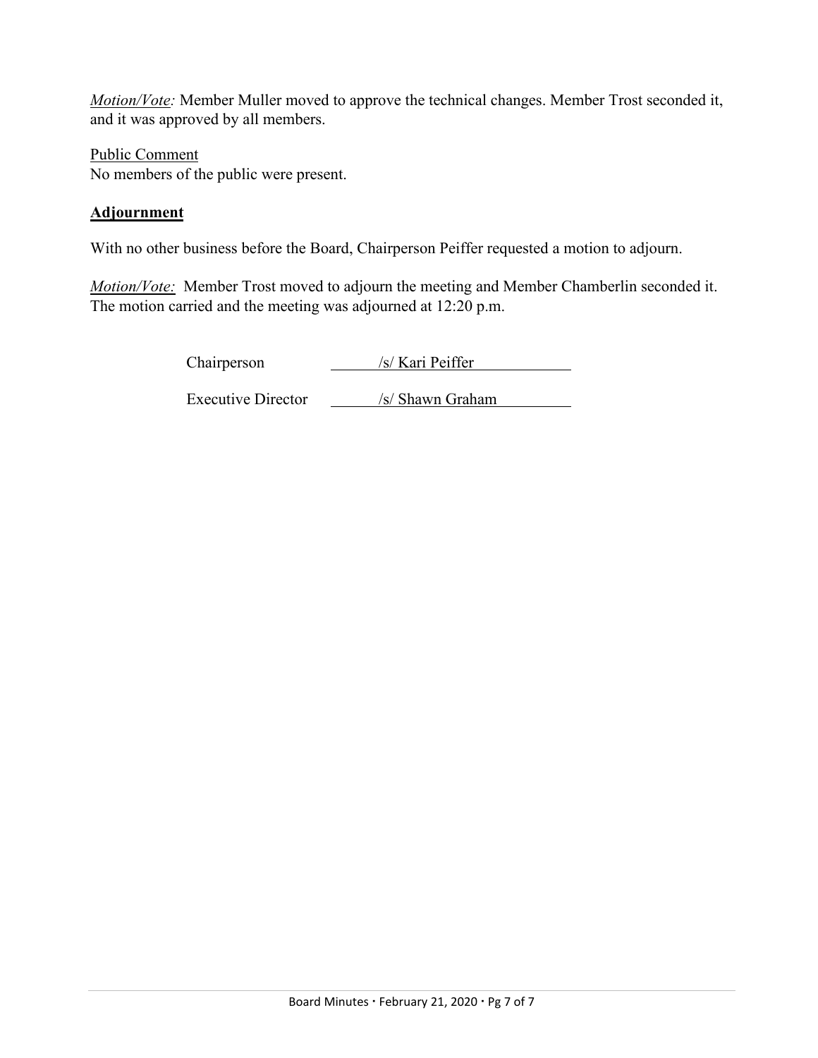*Motion/Vote:* Member Muller moved to approve the technical changes. Member Trost seconded it, and it was approved by all members.

Public Comment

No members of the public were present.

## **Adjournment**

With no other business before the Board, Chairperson Peiffer requested a motion to adjourn.

*Motion/Vote:* Member Trost moved to adjourn the meeting and Member Chamberlin seconded it. The motion carried and the meeting was adjourned at 12:20 p.m.

Chairperson /s/ Kari Peiffer

Executive Director /s/ Shawn Graham